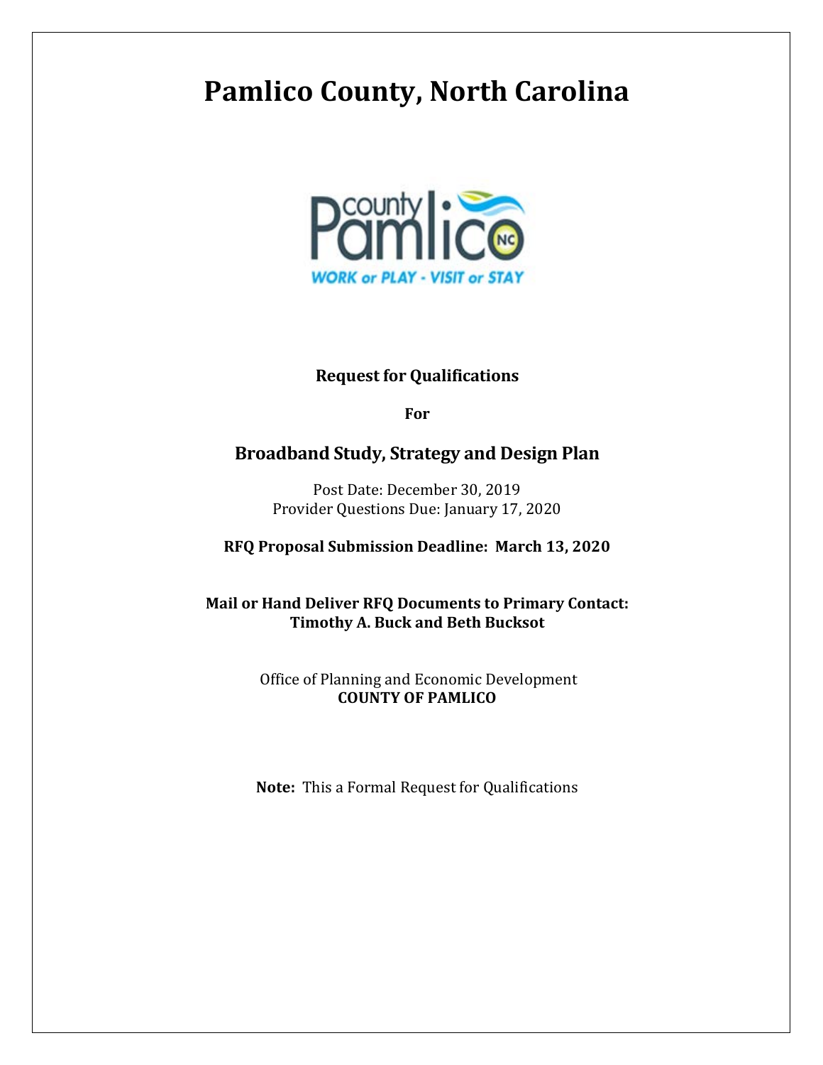# Pamlico County, North Carolina

**Request for Qualifications**

**For**

## Broadband Study, Strategy and Design Plan

Post Date: December 30, 2019
Provider Questions Due: January 17, 2020

**RFQ Proposal Submission Deadline: March 13, 2020**

**Mail or Hand Deliver RFQ Documents to Primary Contact:**
**Timothy A. Buck and Beth Bucksot**

Office of Planning and Economic Development
**COUNTY OF PAMLICO**

**Note:** This a Formal Request for Qualifications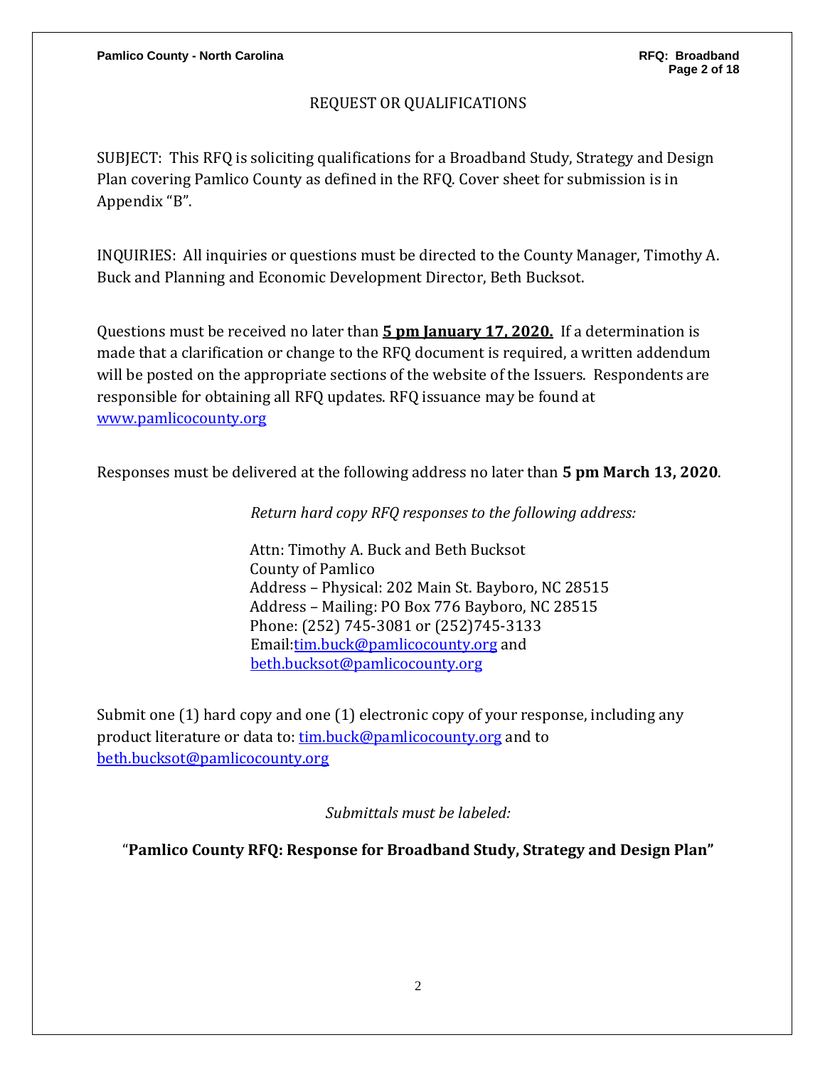# REQUEST OR QUALIFICATIONS

SUBJECT: This RFQ is soliciting qualifications for a Broadband Study, Strategy and Design Plan covering Pamlico County as defined in the RFQ. Cover sheet for submission is in Appendix "B".

INQUIRIES: All inquiries or questions must be directed to the County Manager, Timothy A. Buck and Planning and Economic Development Director, Beth Bucksot.

Questions must be received no later than **5 pm January 17, 2020.** If a determination is made that a clarification or change to the RFQ document is required, a written addendum will be posted on the appropriate sections of the website of the Issuers. Respondents are responsible for obtaining all RFQ updates. RFQ issuance may be found at www.pamlicocounty.org

Responses must be delivered at the following address no later than **5 pm March 13, 2020**.

*Return hard copy RFQ responses to the following address:*

Attn: Timothy A. Buck and Beth Bucksot
County of Pamlico
Address – Physical: 202 Main St. Bayboro, NC 28515
Address – Mailing: PO Box 776 Bayboro, NC 28515
Phone: (252) 745-3081 or (252)745-3133
Email:tim.buck@pamlicocounty.org and beth.bucksot@pamlicocounty.org

Submit one (1) hard copy and one (1) electronic copy of your response, including any product literature or data to: tim.buck@pamlicocounty.org and to beth.bucksot@pamlicocounty.org

*Submittals must be labeled:*

"**Pamlico County RFQ: Response for Broadband Study, Strategy and Design Plan"**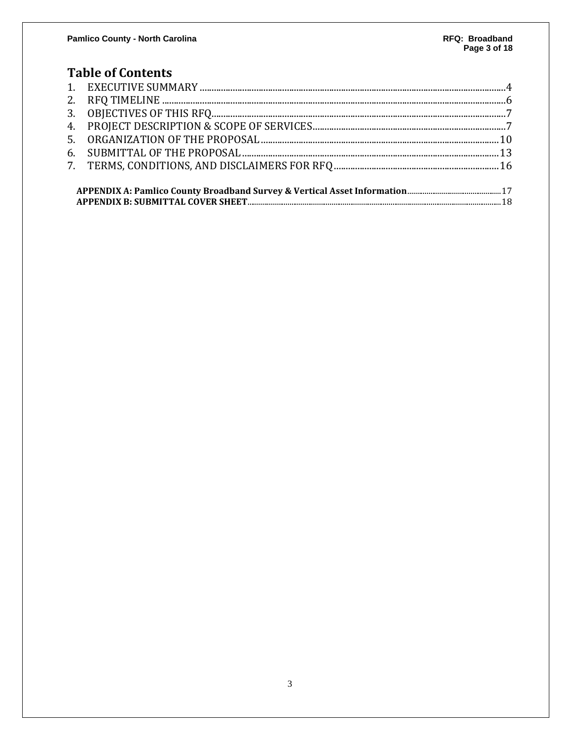# Table of Contents

1. EXECUTIVE SUMMARY ..... 4
2. RFQ TIMELINE ..... 6
3. OBJECTIVES OF THIS RFQ ..... 7
4. PROJECT DESCRIPTION & SCOPE OF SERVICES ..... 7
5. ORGANIZATION OF THE PROPOSAL ..... 10
6. SUBMITTAL OF THE PROPOSAL ..... 13
7. TERMS, CONDITIONS, AND DISCLAIMERS FOR RFQ ..... 16

**APPENDIX A: Pamlico County Broadband Survey & Vertical Asset Information** ..... 17
**APPENDIX B: SUBMITTAL COVER SHEET** ..... 18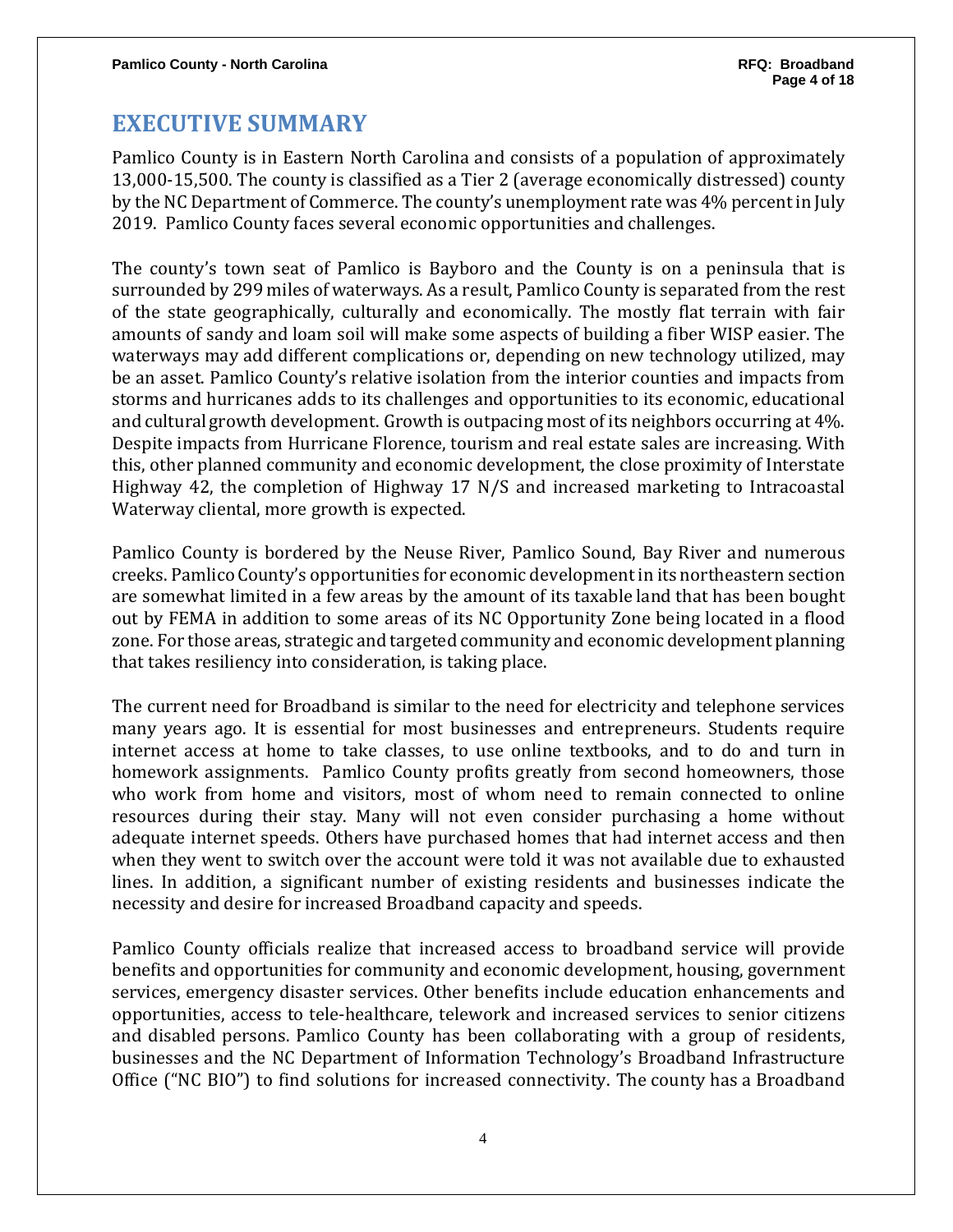# EXECUTIVE SUMMARY

Pamlico County is in Eastern North Carolina and consists of a population of approximately 13,000-15,500. The county is classified as a Tier 2 (average economically distressed) county by the NC Department of Commerce. The county's unemployment rate was 4% percent in July 2019. Pamlico County faces several economic opportunities and challenges.

The county's town seat of Pamlico is Bayboro and the County is on a peninsula that is surrounded by 299 miles of waterways. As a result, Pamlico County is separated from the rest of the state geographically, culturally and economically. The mostly flat terrain with fair amounts of sandy and loam soil will make some aspects of building a fiber WISP easier. The waterways may add different complications or, depending on new technology utilized, may be an asset. Pamlico County's relative isolation from the interior counties and impacts from storms and hurricanes adds to its challenges and opportunities to its economic, educational and cultural growth development. Growth is outpacing most of its neighbors occurring at 4%. Despite impacts from Hurricane Florence, tourism and real estate sales are increasing. With this, other planned community and economic development, the close proximity of Interstate Highway 42, the completion of Highway 17 N/S and increased marketing to Intracoastal Waterway cliental, more growth is expected.

Pamlico County is bordered by the Neuse River, Pamlico Sound, Bay River and numerous creeks. Pamlico County's opportunities for economic development in its northeastern section are somewhat limited in a few areas by the amount of its taxable land that has been bought out by FEMA in addition to some areas of its NC Opportunity Zone being located in a flood zone. For those areas, strategic and targeted community and economic development planning that takes resiliency into consideration, is taking place.

The current need for Broadband is similar to the need for electricity and telephone services many years ago. It is essential for most businesses and entrepreneurs. Students require internet access at home to take classes, to use online textbooks, and to do and turn in homework assignments. Pamlico County profits greatly from second homeowners, those who work from home and visitors, most of whom need to remain connected to online resources during their stay. Many will not even consider purchasing a home without adequate internet speeds. Others have purchased homes that had internet access and then when they went to switch over the account were told it was not available due to exhausted lines. In addition, a significant number of existing residents and businesses indicate the necessity and desire for increased Broadband capacity and speeds.

Pamlico County officials realize that increased access to broadband service will provide benefits and opportunities for community and economic development, housing, government services, emergency disaster services. Other benefits include education enhancements and opportunities, access to tele-healthcare, telework and increased services to senior citizens and disabled persons. Pamlico County has been collaborating with a group of residents, businesses and the NC Department of Information Technology's Broadband Infrastructure Office ("NC BIO") to find solutions for increased connectivity. The county has a Broadband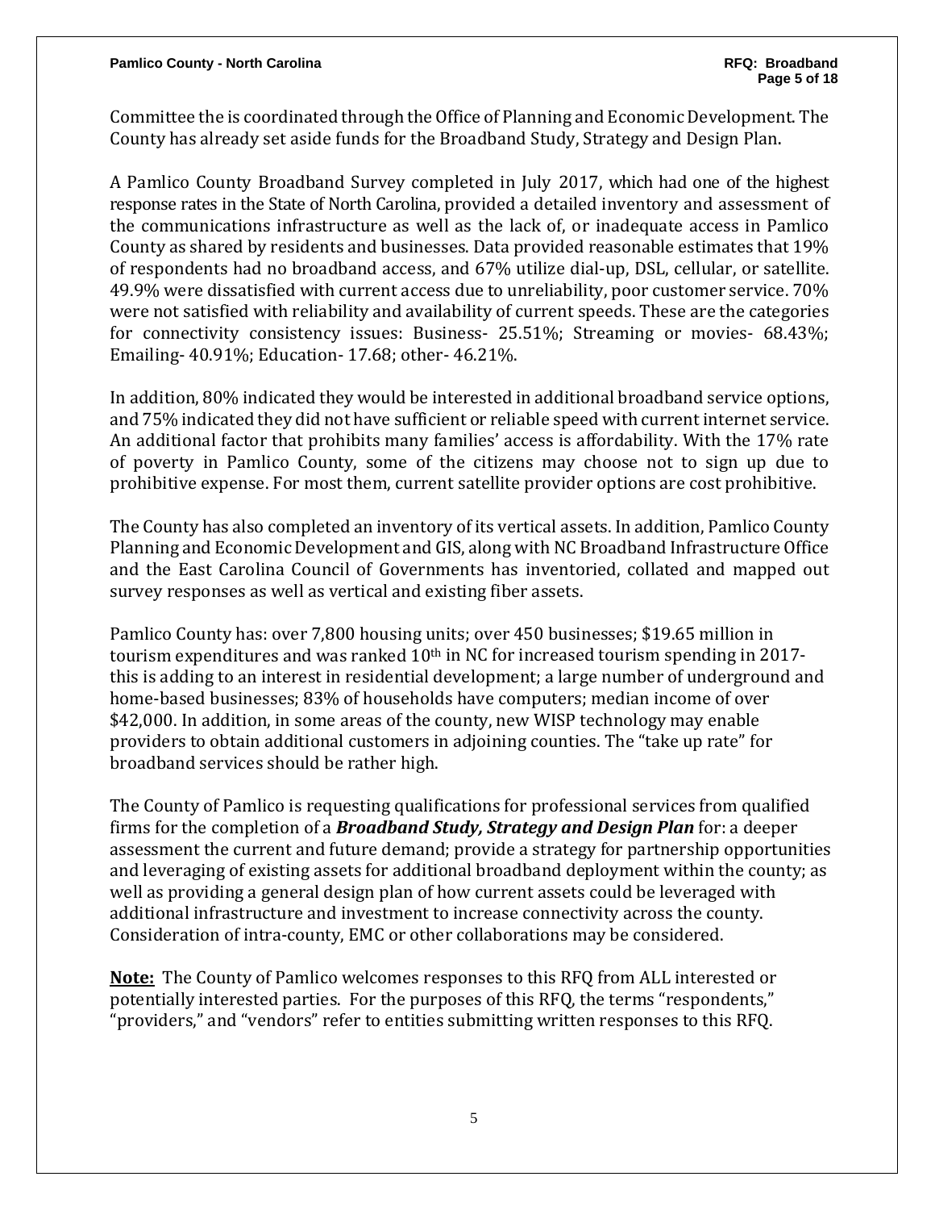Committee the is coordinated through the Office of Planning and Economic Development. The County has already set aside funds for the Broadband Study, Strategy and Design Plan.

A Pamlico County Broadband Survey completed in July 2017, which had one of the highest response rates in the State of North Carolina, provided a detailed inventory and assessment of the communications infrastructure as well as the lack of, or inadequate access in Pamlico County as shared by residents and businesses. Data provided reasonable estimates that 19% of respondents had no broadband access, and 67% utilize dial-up, DSL, cellular, or satellite. 49.9% were dissatisfied with current access due to unreliability, poor customer service. 70% were not satisfied with reliability and availability of current speeds. These are the categories for connectivity consistency issues: Business- 25.51%; Streaming or movies- 68.43%; Emailing- 40.91%; Education- 17.68; other- 46.21%.

In addition, 80% indicated they would be interested in additional broadband service options, and 75% indicated they did not have sufficient or reliable speed with current internet service. An additional factor that prohibits many families' access is affordability. With the 17% rate of poverty in Pamlico County, some of the citizens may choose not to sign up due to prohibitive expense. For most them, current satellite provider options are cost prohibitive.

The County has also completed an inventory of its vertical assets. In addition, Pamlico County Planning and Economic Development and GIS, along with NC Broadband Infrastructure Office and the East Carolina Council of Governments has inventoried, collated and mapped out survey responses as well as vertical and existing fiber assets.

Pamlico County has: over 7,800 housing units; over 450 businesses; $19.65 million in tourism expenditures and was ranked 10th in NC for increased tourism spending in 2017- this is adding to an interest in residential development; a large number of underground and home-based businesses; 83% of households have computers; median income of over $42,000. In addition, in some areas of the county, new WISP technology may enable providers to obtain additional customers in adjoining counties. The "take up rate" for broadband services should be rather high.

The County of Pamlico is requesting qualifications for professional services from qualified firms for the completion of a ***Broadband Study, Strategy and Design Plan*** for: a deeper assessment the current and future demand; provide a strategy for partnership opportunities and leveraging of existing assets for additional broadband deployment within the county; as well as providing a general design plan of how current assets could be leveraged with additional infrastructure and investment to increase connectivity across the county. Consideration of intra-county, EMC or other collaborations may be considered.

**Note:** The County of Pamlico welcomes responses to this RFQ from ALL interested or potentially interested parties. For the purposes of this RFQ, the terms "respondents," "providers," and "vendors" refer to entities submitting written responses to this RFQ.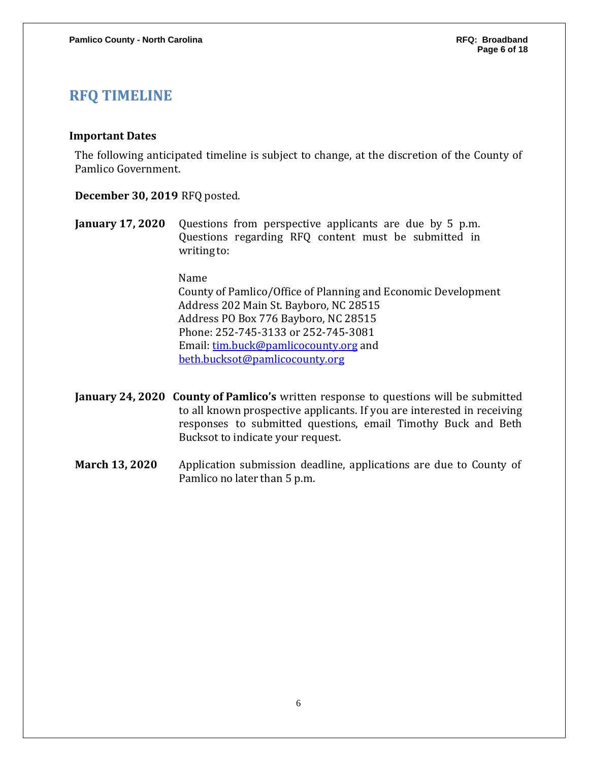# RFQ TIMELINE

### Important Dates

The following anticipated timeline is subject to change, at the discretion of the County of Pamlico Government.

**December 30, 2019** RFQ posted.

**January 17, 2020** Questions from perspective applicants are due by 5 p.m. Questions regarding RFQ content must be submitted in writing to:

Name
County of Pamlico/Office of Planning and Economic Development
Address 202 Main St. Bayboro, NC 28515
Address PO Box 776 Bayboro, NC 28515
Phone: 252-745-3133 or 252-745-3081
Email: tim.buck@pamlicocounty.org and beth.bucksot@pamlicocounty.org

**January 24, 2020** **County of Pamlico's** written response to questions will be submitted to all known prospective applicants. If you are interested in receiving responses to submitted questions, email Timothy Buck and Beth Bucksot to indicate your request.

**March 13, 2020** Application submission deadline, applications are due to County of Pamlico no later than 5 p.m.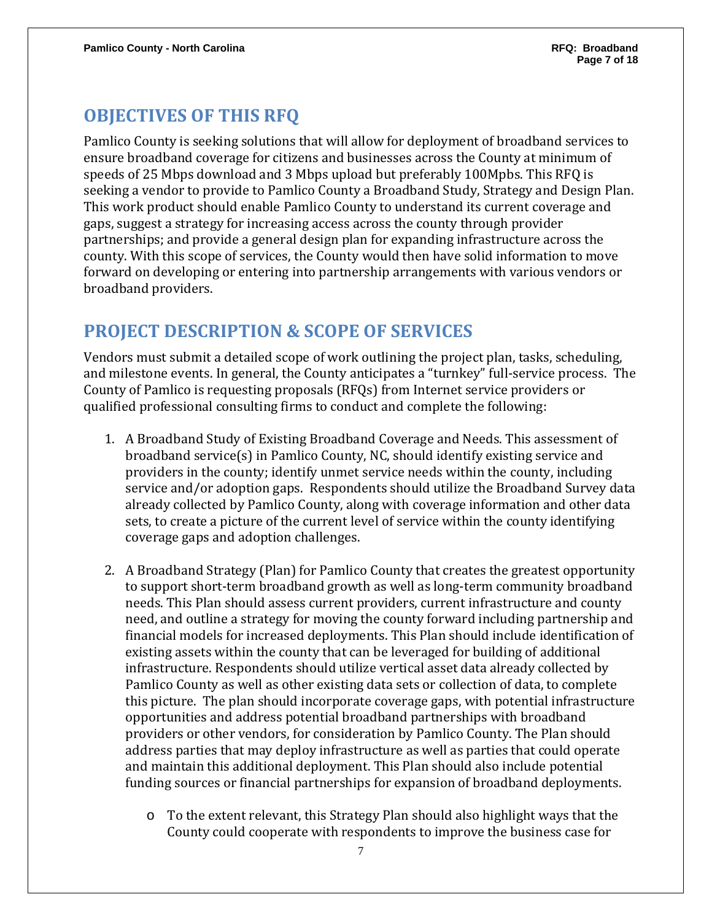## OBJECTIVES OF THIS RFQ

Pamlico County is seeking solutions that will allow for deployment of broadband services to ensure broadband coverage for citizens and businesses across the County at minimum of speeds of 25 Mbps download and 3 Mbps upload but preferably 100Mpbs. This RFQ is seeking a vendor to provide to Pamlico County a Broadband Study, Strategy and Design Plan. This work product should enable Pamlico County to understand its current coverage and gaps, suggest a strategy for increasing access across the county through provider partnerships; and provide a general design plan for expanding infrastructure across the county. With this scope of services, the County would then have solid information to move forward on developing or entering into partnership arrangements with various vendors or broadband providers.

## PROJECT DESCRIPTION & SCOPE OF SERVICES

Vendors must submit a detailed scope of work outlining the project plan, tasks, scheduling, and milestone events. In general, the County anticipates a "turnkey" full-service process. The County of Pamlico is requesting proposals (RFQs) from Internet service providers or qualified professional consulting firms to conduct and complete the following:

1. A Broadband Study of Existing Broadband Coverage and Needs. This assessment of broadband service(s) in Pamlico County, NC, should identify existing service and providers in the county; identify unmet service needs within the county, including service and/or adoption gaps. Respondents should utilize the Broadband Survey data already collected by Pamlico County, along with coverage information and other data sets, to create a picture of the current level of service within the county identifying coverage gaps and adoption challenges.

2. A Broadband Strategy (Plan) for Pamlico County that creates the greatest opportunity to support short-term broadband growth as well as long-term community broadband needs. This Plan should assess current providers, current infrastructure and county need, and outline a strategy for moving the county forward including partnership and financial models for increased deployments. This Plan should include identification of existing assets within the county that can be leveraged for building of additional infrastructure. Respondents should utilize vertical asset data already collected by Pamlico County as well as other existing data sets or collection of data, to complete this picture. The plan should incorporate coverage gaps, with potential infrastructure opportunities and address potential broadband partnerships with broadband providers or other vendors, for consideration by Pamlico County. The Plan should address parties that may deploy infrastructure as well as parties that could operate and maintain this additional deployment. This Plan should also include potential funding sources or financial partnerships for expansion of broadband deployments.

   - To the extent relevant, this Strategy Plan should also highlight ways that the County could cooperate with respondents to improve the business case for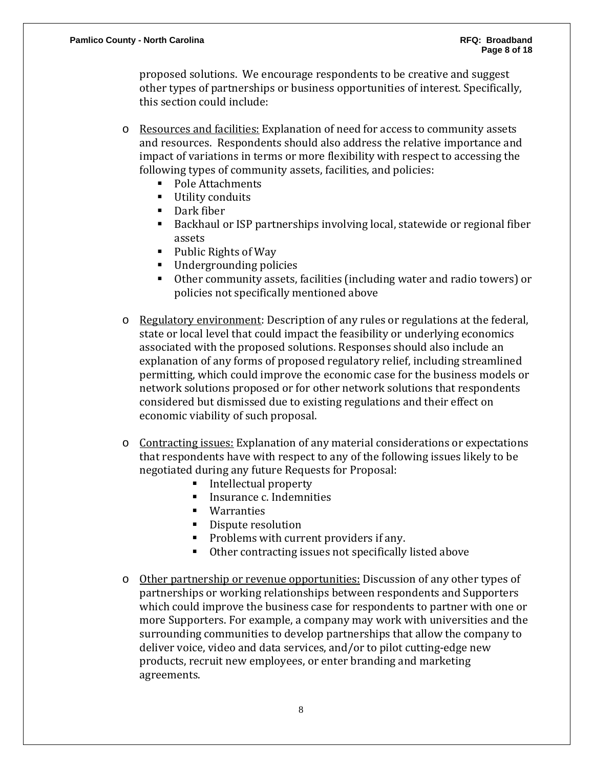proposed solutions. We encourage respondents to be creative and suggest other types of partnerships or business opportunities of interest. Specifically, this section could include:

- Resources and facilities: Explanation of need for access to community assets and resources. Respondents should also address the relative importance and impact of variations in terms or more flexibility with respect to accessing the following types of community assets, facilities, and policies:
  - Pole Attachments
  - Utility conduits
  - Dark fiber
  - Backhaul or ISP partnerships involving local, statewide or regional fiber assets
  - Public Rights of Way
  - Undergrounding policies
  - Other community assets, facilities (including water and radio towers) or policies not specifically mentioned above

- Regulatory environment: Description of any rules or regulations at the federal, state or local level that could impact the feasibility or underlying economics associated with the proposed solutions. Responses should also include an explanation of any forms of proposed regulatory relief, including streamlined permitting, which could improve the economic case for the business models or network solutions proposed or for other network solutions that respondents considered but dismissed due to existing regulations and their effect on economic viability of such proposal.

- Contracting issues: Explanation of any material considerations or expectations that respondents have with respect to any of the following issues likely to be negotiated during any future Requests for Proposal:
  - Intellectual property
  - Insurance c. Indemnities
  - Warranties
  - Dispute resolution
  - Problems with current providers if any.
  - Other contracting issues not specifically listed above

- Other partnership or revenue opportunities: Discussion of any other types of partnerships or working relationships between respondents and Supporters which could improve the business case for respondents to partner with one or more Supporters. For example, a company may work with universities and the surrounding communities to develop partnerships that allow the company to deliver voice, video and data services, and/or to pilot cutting-edge new products, recruit new employees, or enter branding and marketing agreements.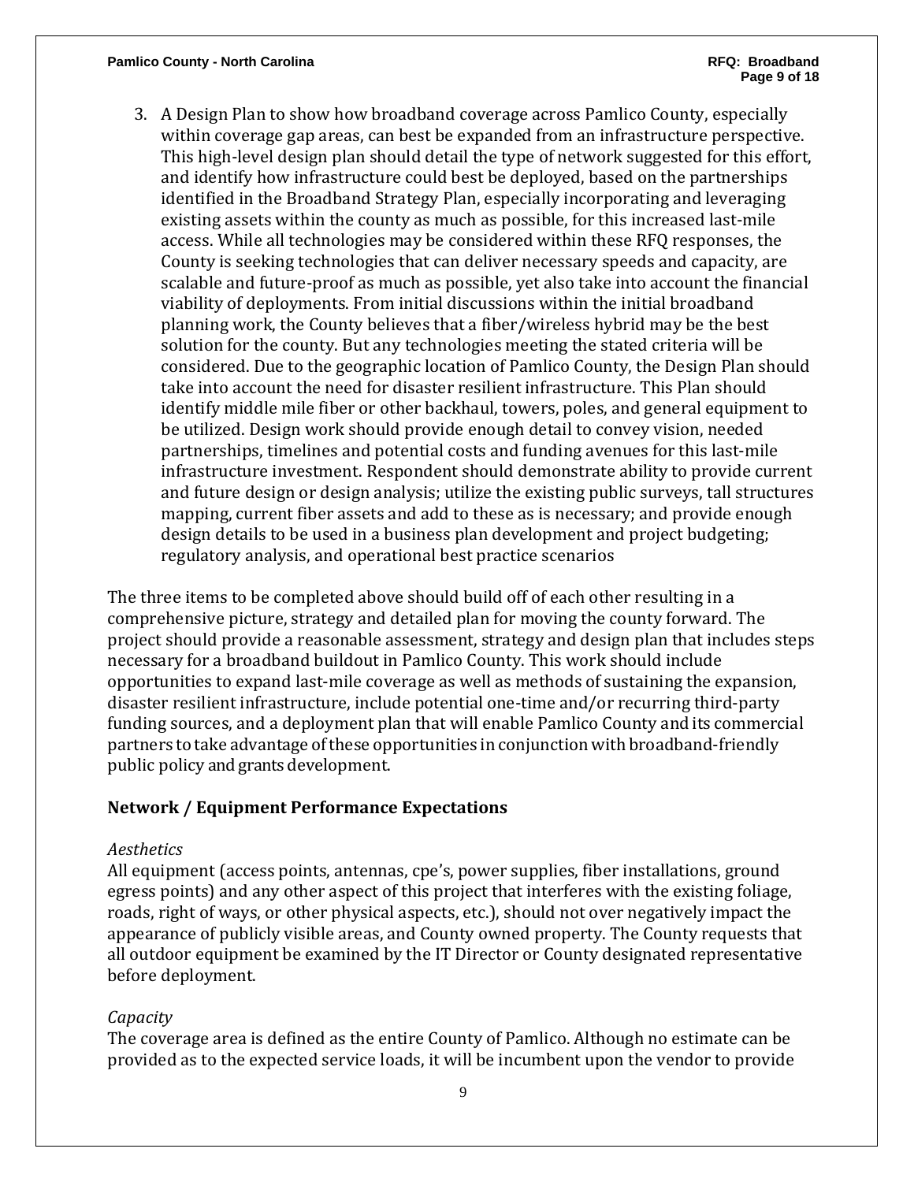3. A Design Plan to show how broadband coverage across Pamlico County, especially within coverage gap areas, can best be expanded from an infrastructure perspective. This high-level design plan should detail the type of network suggested for this effort, and identify how infrastructure could best be deployed, based on the partnerships identified in the Broadband Strategy Plan, especially incorporating and leveraging existing assets within the county as much as possible, for this increased last-mile access. While all technologies may be considered within these RFQ responses, the County is seeking technologies that can deliver necessary speeds and capacity, are scalable and future-proof as much as possible, yet also take into account the financial viability of deployments. From initial discussions within the initial broadband planning work, the County believes that a fiber/wireless hybrid may be the best solution for the county. But any technologies meeting the stated criteria will be considered. Due to the geographic location of Pamlico County, the Design Plan should take into account the need for disaster resilient infrastructure. This Plan should identify middle mile fiber or other backhaul, towers, poles, and general equipment to be utilized. Design work should provide enough detail to convey vision, needed partnerships, timelines and potential costs and funding avenues for this last-mile infrastructure investment. Respondent should demonstrate ability to provide current and future design or design analysis; utilize the existing public surveys, tall structures mapping, current fiber assets and add to these as is necessary; and provide enough design details to be used in a business plan development and project budgeting; regulatory analysis, and operational best practice scenarios

The three items to be completed above should build off of each other resulting in a comprehensive picture, strategy and detailed plan for moving the county forward. The project should provide a reasonable assessment, strategy and design plan that includes steps necessary for a broadband buildout in Pamlico County. This work should include opportunities to expand last-mile coverage as well as methods of sustaining the expansion, disaster resilient infrastructure, include potential one-time and/or recurring third-party funding sources, and a deployment plan that will enable Pamlico County and its commercial partners to take advantage of these opportunities in conjunction with broadband-friendly public policy and grants development.

## Network / Equipment Performance Expectations

*Aesthetics*

All equipment (access points, antennas, cpe's, power supplies, fiber installations, ground egress points) and any other aspect of this project that interferes with the existing foliage, roads, right of ways, or other physical aspects, etc.), should not over negatively impact the appearance of publicly visible areas, and County owned property. The County requests that all outdoor equipment be examined by the IT Director or County designated representative before deployment.

*Capacity*

The coverage area is defined as the entire County of Pamlico. Although no estimate can be provided as to the expected service loads, it will be incumbent upon the vendor to provide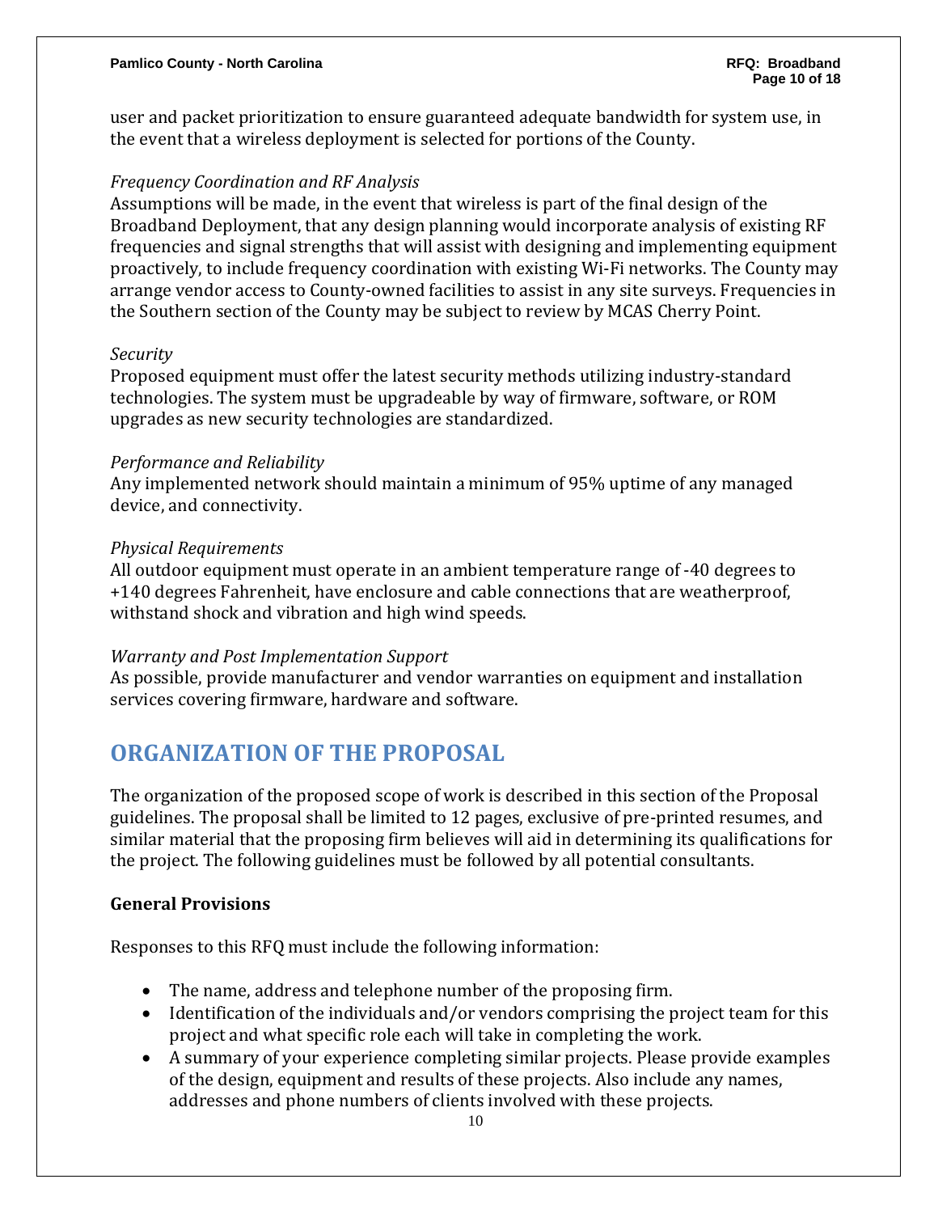user and packet prioritization to ensure guaranteed adequate bandwidth for system use, in the event that a wireless deployment is selected for portions of the County.

*Frequency Coordination and RF Analysis*

Assumptions will be made, in the event that wireless is part of the final design of the Broadband Deployment, that any design planning would incorporate analysis of existing RF frequencies and signal strengths that will assist with designing and implementing equipment proactively, to include frequency coordination with existing Wi-Fi networks. The County may arrange vendor access to County-owned facilities to assist in any site surveys. Frequencies in the Southern section of the County may be subject to review by MCAS Cherry Point.

*Security*

Proposed equipment must offer the latest security methods utilizing industry-standard technologies. The system must be upgradeable by way of firmware, software, or ROM upgrades as new security technologies are standardized.

*Performance and Reliability*

Any implemented network should maintain a minimum of 95% uptime of any managed device, and connectivity.

*Physical Requirements*

All outdoor equipment must operate in an ambient temperature range of -40 degrees to +140 degrees Fahrenheit, have enclosure and cable connections that are weatherproof, withstand shock and vibration and high wind speeds.

*Warranty and Post Implementation Support*

As possible, provide manufacturer and vendor warranties on equipment and installation services covering firmware, hardware and software.

# ORGANIZATION OF THE PROPOSAL

The organization of the proposed scope of work is described in this section of the Proposal guidelines. The proposal shall be limited to 12 pages, exclusive of pre-printed resumes, and similar material that the proposing firm believes will aid in determining its qualifications for the project. The following guidelines must be followed by all potential consultants.

**General Provisions**

Responses to this RFQ must include the following information:

- The name, address and telephone number of the proposing firm.
- Identification of the individuals and/or vendors comprising the project team for this project and what specific role each will take in completing the work.
- A summary of your experience completing similar projects. Please provide examples of the design, equipment and results of these projects. Also include any names, addresses and phone numbers of clients involved with these projects.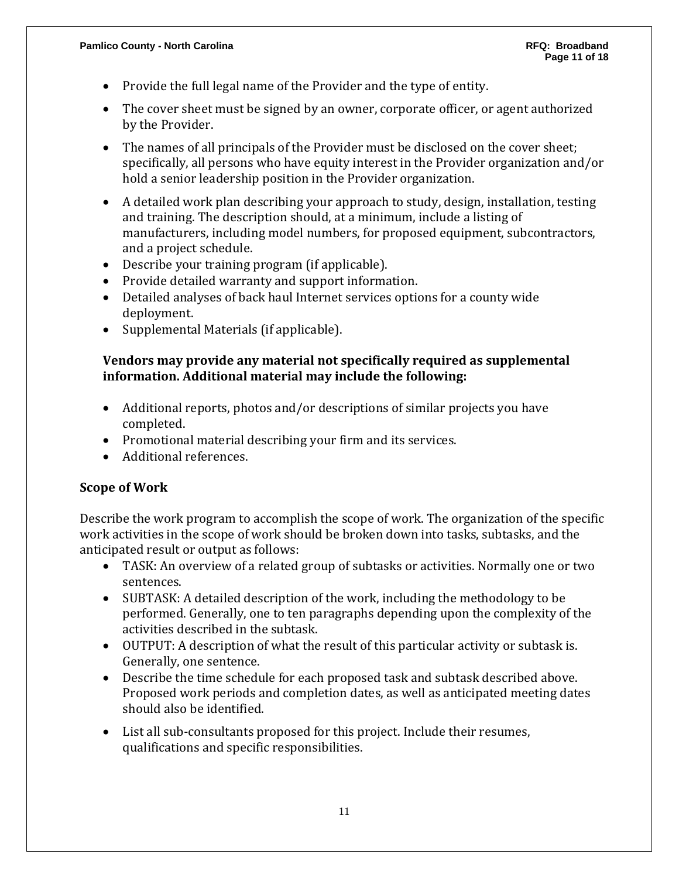- Provide the full legal name of the Provider and the type of entity.
- The cover sheet must be signed by an owner, corporate officer, or agent authorized by the Provider.
- The names of all principals of the Provider must be disclosed on the cover sheet; specifically, all persons who have equity interest in the Provider organization and/or hold a senior leadership position in the Provider organization.
- A detailed work plan describing your approach to study, design, installation, testing and training. The description should, at a minimum, include a listing of manufacturers, including model numbers, for proposed equipment, subcontractors, and a project schedule.
- Describe your training program (if applicable).
- Provide detailed warranty and support information.
- Detailed analyses of back haul Internet services options for a county wide deployment.
- Supplemental Materials (if applicable).

**Vendors may provide any material not specifically required as supplemental information. Additional material may include the following:**

- Additional reports, photos and/or descriptions of similar projects you have completed.
- Promotional material describing your firm and its services.
- Additional references.

## Scope of Work

Describe the work program to accomplish the scope of work. The organization of the specific work activities in the scope of work should be broken down into tasks, subtasks, and the anticipated result or output as follows:

- TASK: An overview of a related group of subtasks or activities. Normally one or two sentences.
- SUBTASK: A detailed description of the work, including the methodology to be performed. Generally, one to ten paragraphs depending upon the complexity of the activities described in the subtask.
- OUTPUT: A description of what the result of this particular activity or subtask is. Generally, one sentence.
- Describe the time schedule for each proposed task and subtask described above. Proposed work periods and completion dates, as well as anticipated meeting dates should also be identified.
- List all sub-consultants proposed for this project. Include their resumes, qualifications and specific responsibilities.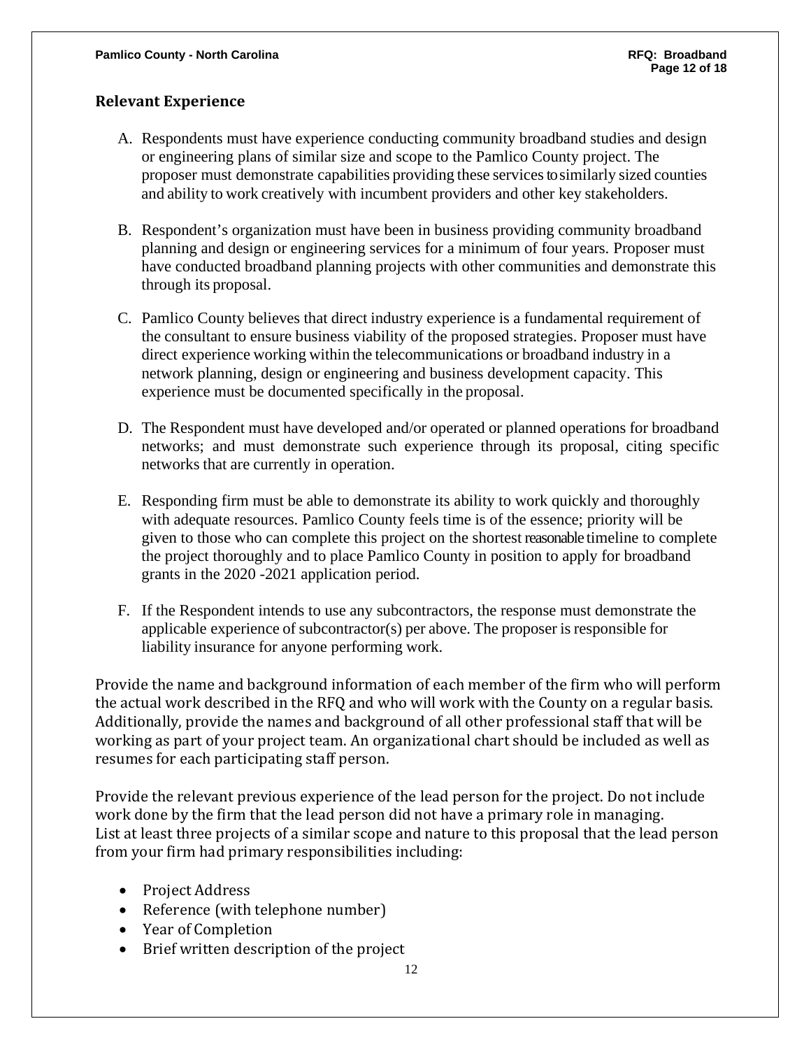## Relevant Experience

A. Respondents must have experience conducting community broadband studies and design or engineering plans of similar size and scope to the Pamlico County project. The proposer must demonstrate capabilities providing these services to similarly sized counties and ability to work creatively with incumbent providers and other key stakeholders.

B. Respondent's organization must have been in business providing community broadband planning and design or engineering services for a minimum of four years. Proposer must have conducted broadband planning projects with other communities and demonstrate this through its proposal.

C. Pamlico County believes that direct industry experience is a fundamental requirement of the consultant to ensure business viability of the proposed strategies. Proposer must have direct experience working within the telecommunications or broadband industry in a network planning, design or engineering and business development capacity. This experience must be documented specifically in the proposal.

D. The Respondent must have developed and/or operated or planned operations for broadband networks; and must demonstrate such experience through its proposal, citing specific networks that are currently in operation.

E. Responding firm must be able to demonstrate its ability to work quickly and thoroughly with adequate resources. Pamlico County feels time is of the essence; priority will be given to those who can complete this project on the shortest reasonable timeline to complete the project thoroughly and to place Pamlico County in position to apply for broadband grants in the 2020 -2021 application period.

F. If the Respondent intends to use any subcontractors, the response must demonstrate the applicable experience of subcontractor(s) per above. The proposer is responsible for liability insurance for anyone performing work.

Provide the name and background information of each member of the firm who will perform the actual work described in the RFQ and who will work with the County on a regular basis. Additionally, provide the names and background of all other professional staff that will be working as part of your project team. An organizational chart should be included as well as resumes for each participating staff person.

Provide the relevant previous experience of the lead person for the project. Do not include work done by the firm that the lead person did not have a primary role in managing. List at least three projects of a similar scope and nature to this proposal that the lead person from your firm had primary responsibilities including:

- Project Address
- Reference (with telephone number)
- Year of Completion
- Brief written description of the project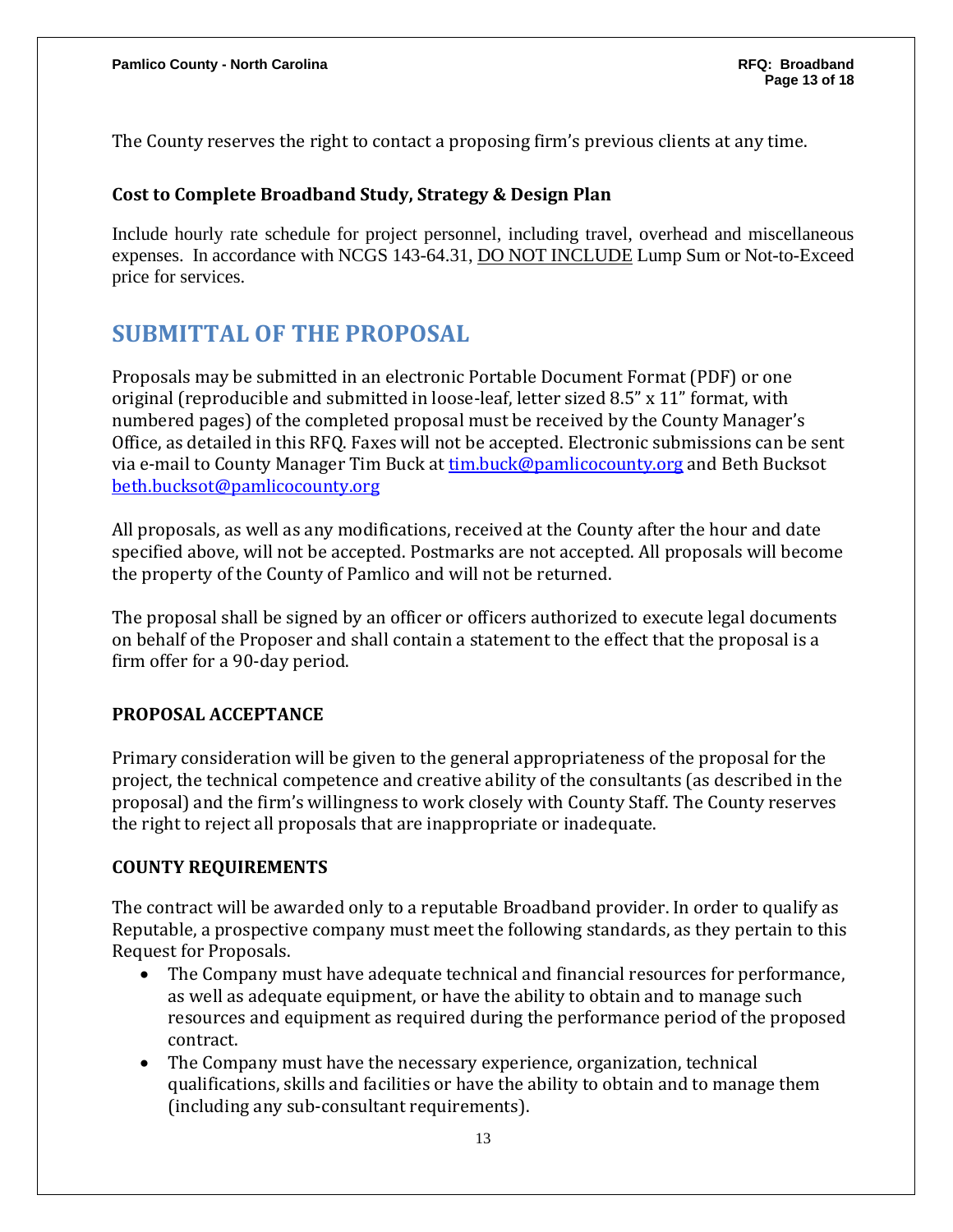The County reserves the right to contact a proposing firm's previous clients at any time.

### Cost to Complete Broadband Study, Strategy & Design Plan

Include hourly rate schedule for project personnel, including travel, overhead and miscellaneous expenses. In accordance with NCGS 143-64.31, DO NOT INCLUDE Lump Sum or Not-to-Exceed price for services.

## SUBMITTAL OF THE PROPOSAL

Proposals may be submitted in an electronic Portable Document Format (PDF) or one original (reproducible and submitted in loose-leaf, letter sized 8.5" x 11" format, with numbered pages) of the completed proposal must be received by the County Manager's Office, as detailed in this RFQ. Faxes will not be accepted. Electronic submissions can be sent via e-mail to County Manager Tim Buck at tim.buck@pamlicocounty.org and Beth Bucksot beth.bucksot@pamlicocounty.org

All proposals, as well as any modifications, received at the County after the hour and date specified above, will not be accepted. Postmarks are not accepted. All proposals will become the property of the County of Pamlico and will not be returned.

The proposal shall be signed by an officer or officers authorized to execute legal documents on behalf of the Proposer and shall contain a statement to the effect that the proposal is a firm offer for a 90-day period.

### PROPOSAL ACCEPTANCE

Primary consideration will be given to the general appropriateness of the proposal for the project, the technical competence and creative ability of the consultants (as described in the proposal) and the firm's willingness to work closely with County Staff. The County reserves the right to reject all proposals that are inappropriate or inadequate.

### COUNTY REQUIREMENTS

The contract will be awarded only to a reputable Broadband provider. In order to qualify as Reputable, a prospective company must meet the following standards, as they pertain to this Request for Proposals.

- The Company must have adequate technical and financial resources for performance, as well as adequate equipment, or have the ability to obtain and to manage such resources and equipment as required during the performance period of the proposed contract.
- The Company must have the necessary experience, organization, technical qualifications, skills and facilities or have the ability to obtain and to manage them (including any sub-consultant requirements).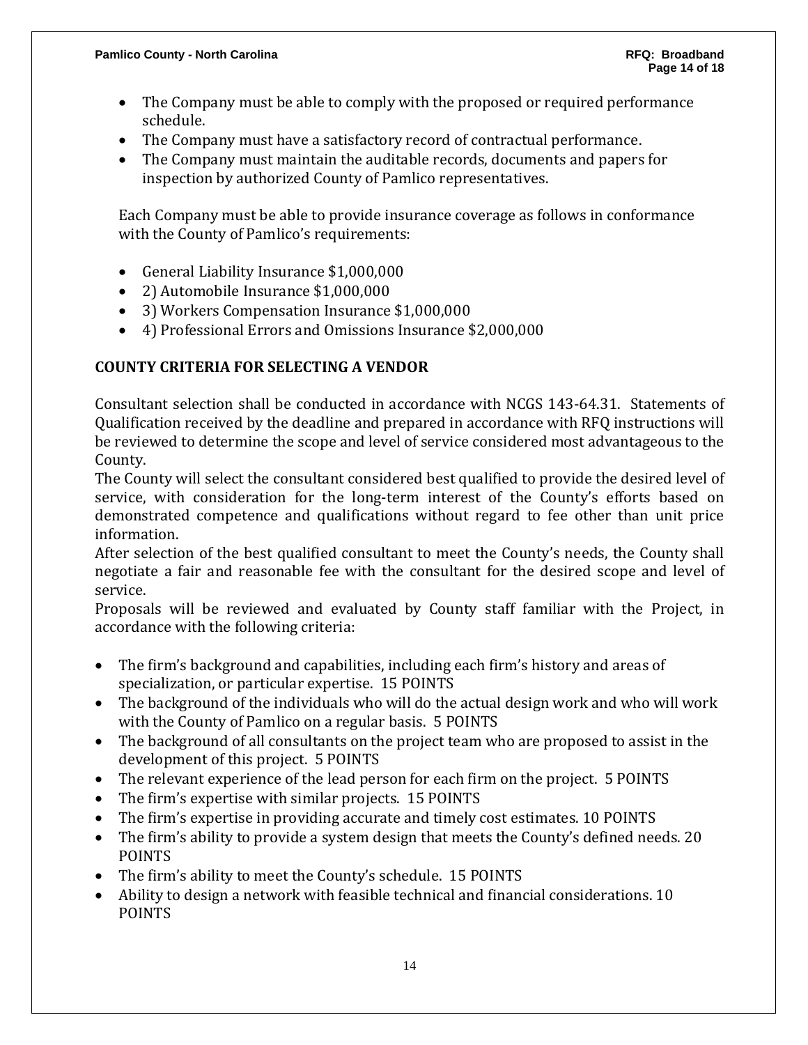- The Company must be able to comply with the proposed or required performance schedule.
- The Company must have a satisfactory record of contractual performance.
- The Company must maintain the auditable records, documents and papers for inspection by authorized County of Pamlico representatives.

Each Company must be able to provide insurance coverage as follows in conformance with the County of Pamlico's requirements:

- General Liability Insurance $1,000,000
- 2) Automobile Insurance $1,000,000
- 3) Workers Compensation Insurance $1,000,000
- 4) Professional Errors and Omissions Insurance $2,000,000

## COUNTY CRITERIA FOR SELECTING A VENDOR

Consultant selection shall be conducted in accordance with NCGS 143-64.31. Statements of Qualification received by the deadline and prepared in accordance with RFQ instructions will be reviewed to determine the scope and level of service considered most advantageous to the County.

The County will select the consultant considered best qualified to provide the desired level of service, with consideration for the long-term interest of the County's efforts based on demonstrated competence and qualifications without regard to fee other than unit price information.

After selection of the best qualified consultant to meet the County's needs, the County shall negotiate a fair and reasonable fee with the consultant for the desired scope and level of service.

Proposals will be reviewed and evaluated by County staff familiar with the Project, in accordance with the following criteria:

- The firm's background and capabilities, including each firm's history and areas of specialization, or particular expertise. 15 POINTS
- The background of the individuals who will do the actual design work and who will work with the County of Pamlico on a regular basis. 5 POINTS
- The background of all consultants on the project team who are proposed to assist in the development of this project. 5 POINTS
- The relevant experience of the lead person for each firm on the project. 5 POINTS
- The firm's expertise with similar projects. 15 POINTS
- The firm's expertise in providing accurate and timely cost estimates. 10 POINTS
- The firm's ability to provide a system design that meets the County's defined needs. 20 POINTS
- The firm's ability to meet the County's schedule. 15 POINTS
- Ability to design a network with feasible technical and financial considerations. 10 POINTS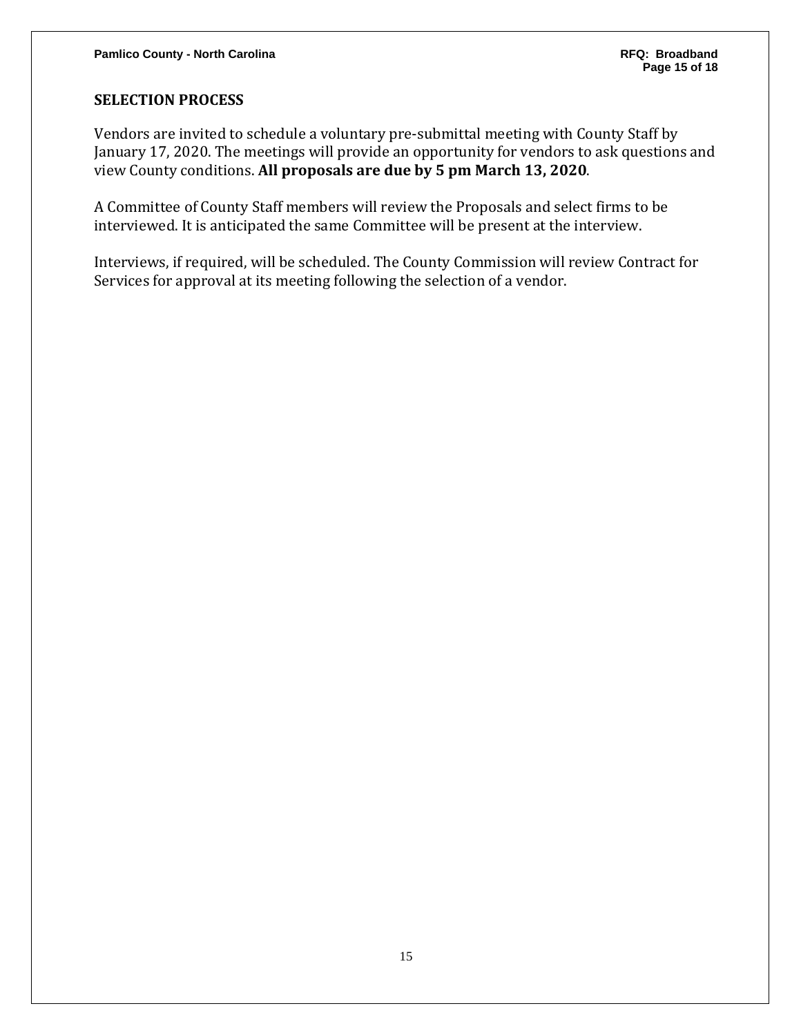## SELECTION PROCESS

Vendors are invited to schedule a voluntary pre-submittal meeting with County Staff by January 17, 2020. The meetings will provide an opportunity for vendors to ask questions and view County conditions. **All proposals are due by 5 pm March 13, 2020**.

A Committee of County Staff members will review the Proposals and select firms to be interviewed. It is anticipated the same Committee will be present at the interview.

Interviews, if required, will be scheduled. The County Commission will review Contract for Services for approval at its meeting following the selection of a vendor.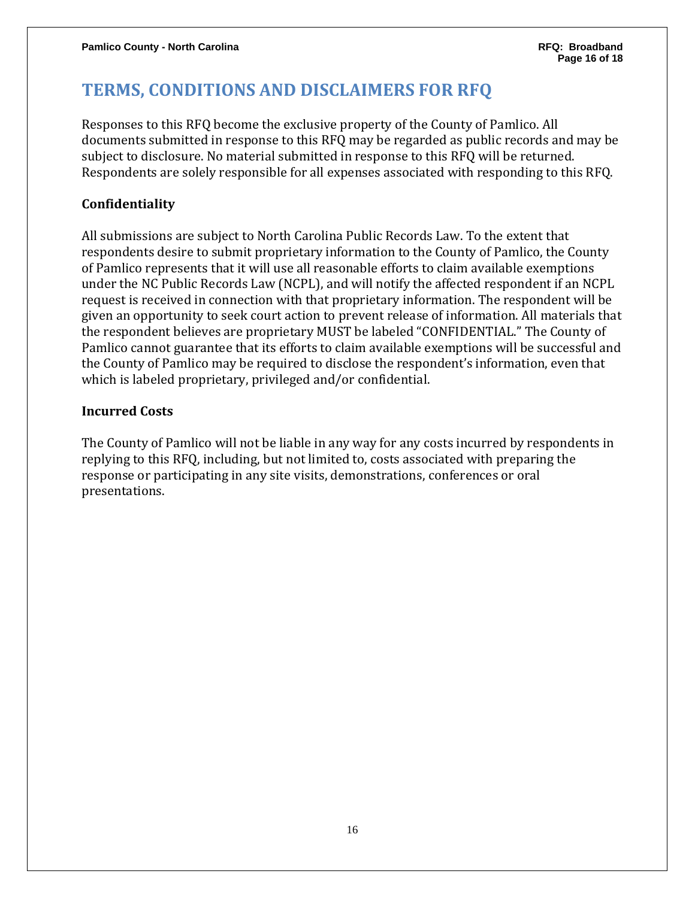# TERMS, CONDITIONS AND DISCLAIMERS FOR RFQ

Responses to this RFQ become the exclusive property of the County of Pamlico. All documents submitted in response to this RFQ may be regarded as public records and may be subject to disclosure. No material submitted in response to this RFQ will be returned. Respondents are solely responsible for all expenses associated with responding to this RFQ.

## Confidentiality

All submissions are subject to North Carolina Public Records Law. To the extent that respondents desire to submit proprietary information to the County of Pamlico, the County of Pamlico represents that it will use all reasonable efforts to claim available exemptions under the NC Public Records Law (NCPL), and will notify the affected respondent if an NCPL request is received in connection with that proprietary information. The respondent will be given an opportunity to seek court action to prevent release of information. All materials that the respondent believes are proprietary MUST be labeled "CONFIDENTIAL." The County of Pamlico cannot guarantee that its efforts to claim available exemptions will be successful and the County of Pamlico may be required to disclose the respondent's information, even that which is labeled proprietary, privileged and/or confidential.

## Incurred Costs

The County of Pamlico will not be liable in any way for any costs incurred by respondents in replying to this RFQ, including, but not limited to, costs associated with preparing the response or participating in any site visits, demonstrations, conferences or oral presentations.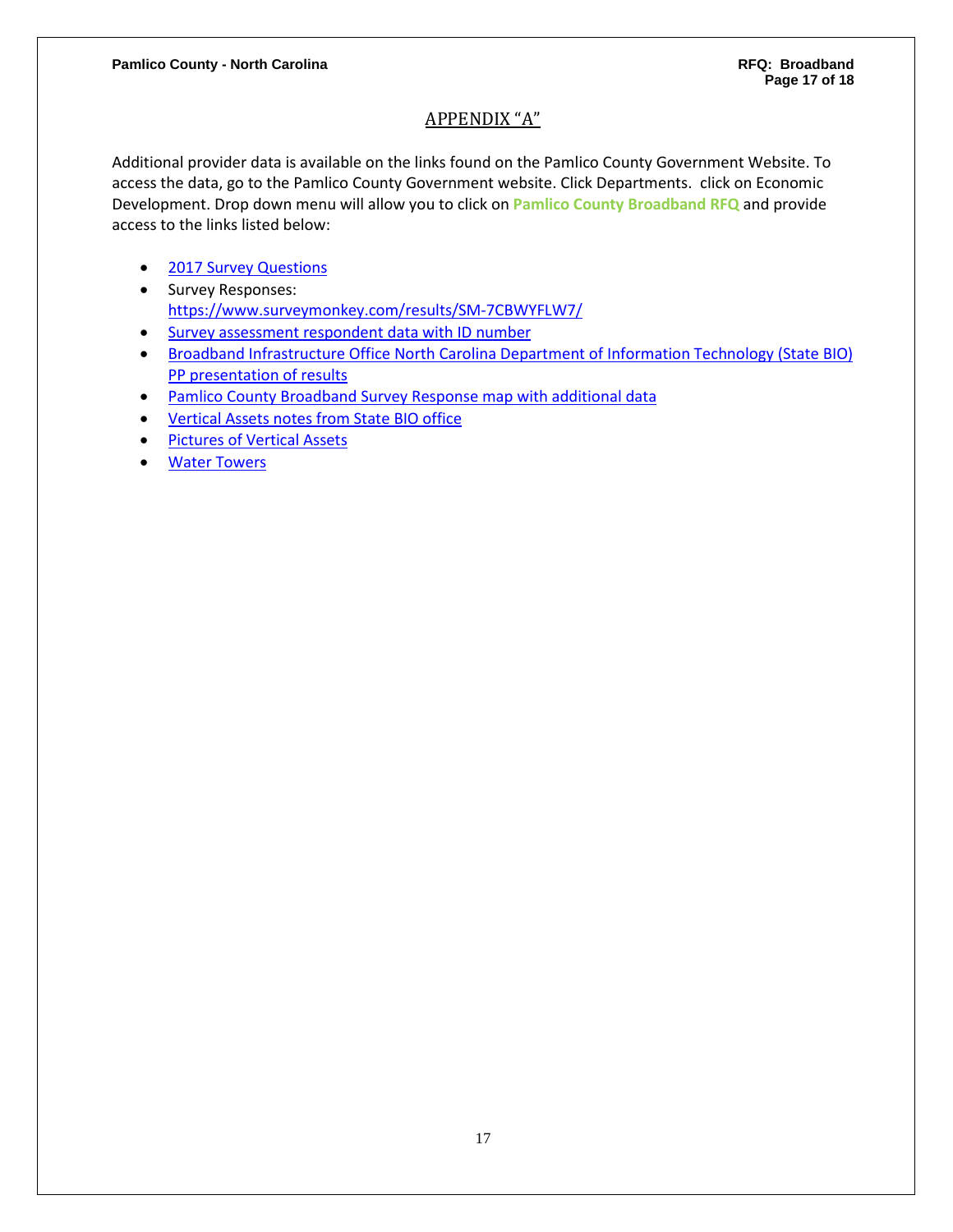## APPENDIX "A"

Additional provider data is available on the links found on the Pamlico County Government Website. To access the data, go to the Pamlico County Government website. Click Departments. click on Economic Development. Drop down menu will allow you to click on **Pamlico County Broadband RFQ** and provide access to the links listed below:

- 2017 Survey Questions
- Survey Responses: https://www.surveymonkey.com/results/SM-7CBWYFLW7/
- Survey assessment respondent data with ID number
- Broadband Infrastructure Office North Carolina Department of Information Technology (State BIO) PP presentation of results
- Pamlico County Broadband Survey Response map with additional data
- Vertical Assets notes from State BIO office
- Pictures of Vertical Assets
- Water Towers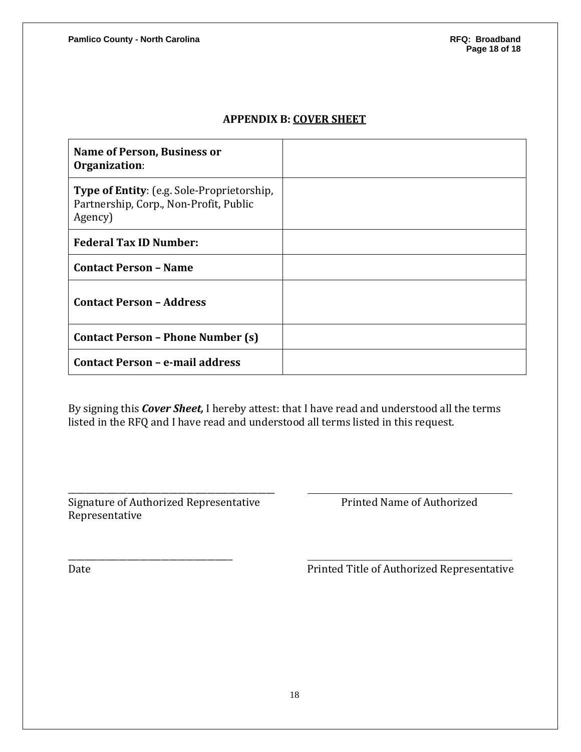## APPENDIX B: COVER SHEET

| | |
|---|---|
| **Name of Person, Business or Organization**: | |
| **Type of Entity**: (e.g. Sole-Proprietorship, Partnership, Corp., Non-Profit, Public Agency) | |
| **Federal Tax ID Number:** | |
| **Contact Person – Name** | |
| **Contact Person – Address** | |
| **Contact Person – Phone Number (s)** | |
| **Contact Person – e-mail address** | |

By signing this ***Cover Sheet,*** I hereby attest: that I have read and understood all the terms listed in the RFQ and I have read and understood all terms listed in this request.

______________________________________________
Signature of Authorized Representative

______________________________________________
Printed Name of Authorized Representative

__________________________________
Date

______________________________________________
Printed Title of Authorized Representative